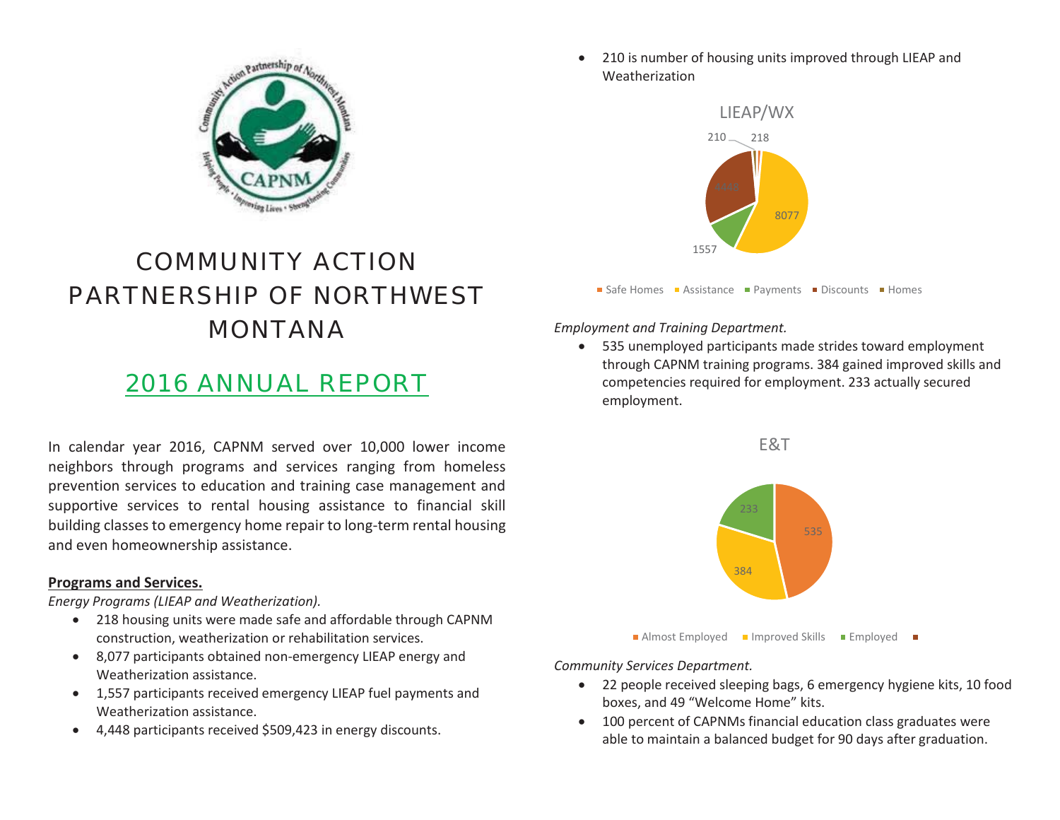# COMMUNITY ACTION PARTNERSHIP OF NORTHWEST MONTANA

## 2016 ANNUAL REPORT

In calendar year 2016, CAPNM served over 10,000 lower income neighbors through programs and services ranging from homeless prevention services to education and training case management and supportive services to rental housing assistance to financial skill building classes to emergency home repair to long-term rental housing and even homeownership assistance.

**Programs and Services.**

*Energy Programs (LIEAP and Weatherization).*

- 218 housing units were made safe and affordable through CAPNM construction, weatherization or rehabilitation services.
- 8,077 participants obtained non-emergency LIEAP energy and Weatherization assistance.
- 1,557 participants received emergency LIEAP fuel payments and Weatherization assistance.
- 4,448 participants received $509,423 in energy discounts.
- 210 is number of housing units improved through LIEAP and Weatherization

LIEAP/WX

| Category | Value |
| --- | --- |
| Safe Homes | 218 |
| Assistance | 8077 |
| Payments | 1557 |
| Discounts | 4448 |
| Homes | 210 |

*Employment and Training Department.*

- 535 unemployed participants made strides toward employment through CAPNM training programs. 384 gained improved skills and competencies required for employment. 233 actually secured employment.

E&T

| Category | Value |
| --- | --- |
| Almost Employed | 535 |
| Improved Skills | 384 |
| Employed | 233 |

*Community Services Department.*

- 22 people received sleeping bags, 6 emergency hygiene kits, 10 food boxes, and 49 "Welcome Home" kits.
- 100 percent of CAPNMs financial education class graduates were able to maintain a balanced budget for 90 days after graduation.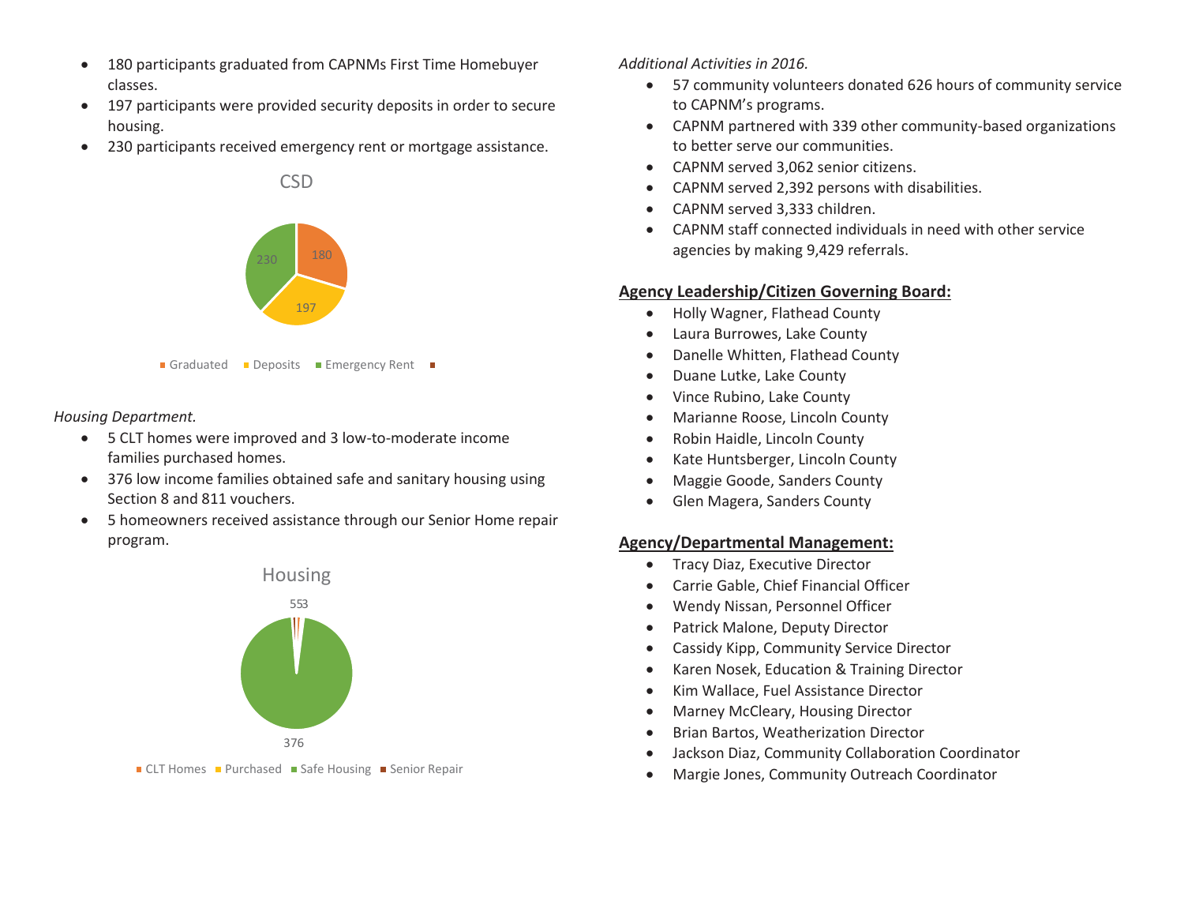- 180 participants graduated from CAPNMs First Time Homebuyer classes.
- 197 participants were provided security deposits in order to secure housing.
- 230 participants received emergency rent or mortgage assistance.

CSD

230 180 197

Graduated Deposits Emergency Rent

*Housing Department.*

- 5 CLT homes were improved and 3 low-to-moderate income families purchased homes.
- 376 low income families obtained safe and sanitary housing using Section 8 and 811 vouchers.
- 5 homeowners received assistance through our Senior Home repair program.

Housing

553

376

CLT Homes Purchased Safe Housing Senior Repair

*Additional Activities in 2016.*

- 57 community volunteers donated 626 hours of community service to CAPNM's programs.
- CAPNM partnered with 339 other community-based organizations to better serve our communities.
- CAPNM served 3,062 senior citizens.
- CAPNM served 2,392 persons with disabilities.
- CAPNM served 3,333 children.
- CAPNM staff connected individuals in need with other service agencies by making 9,429 referrals.

## Agency Leadership/Citizen Governing Board:

- Holly Wagner, Flathead County
- Laura Burrowes, Lake County
- Danelle Whitten, Flathead County
- Duane Lutke, Lake County
- Vince Rubino, Lake County
- Marianne Roose, Lincoln County
- Robin Haidle, Lincoln County
- Kate Huntsberger, Lincoln County
- Maggie Goode, Sanders County
- Glen Magera, Sanders County

## Agency/Departmental Management:

- Tracy Diaz, Executive Director
- Carrie Gable, Chief Financial Officer
- Wendy Nissan, Personnel Officer
- Patrick Malone, Deputy Director
- Cassidy Kipp, Community Service Director
- Karen Nosek, Education & Training Director
- Kim Wallace, Fuel Assistance Director
- Marney McCleary, Housing Director
- Brian Bartos, Weatherization Director
- Jackson Diaz, Community Collaboration Coordinator
- Margie Jones, Community Outreach Coordinator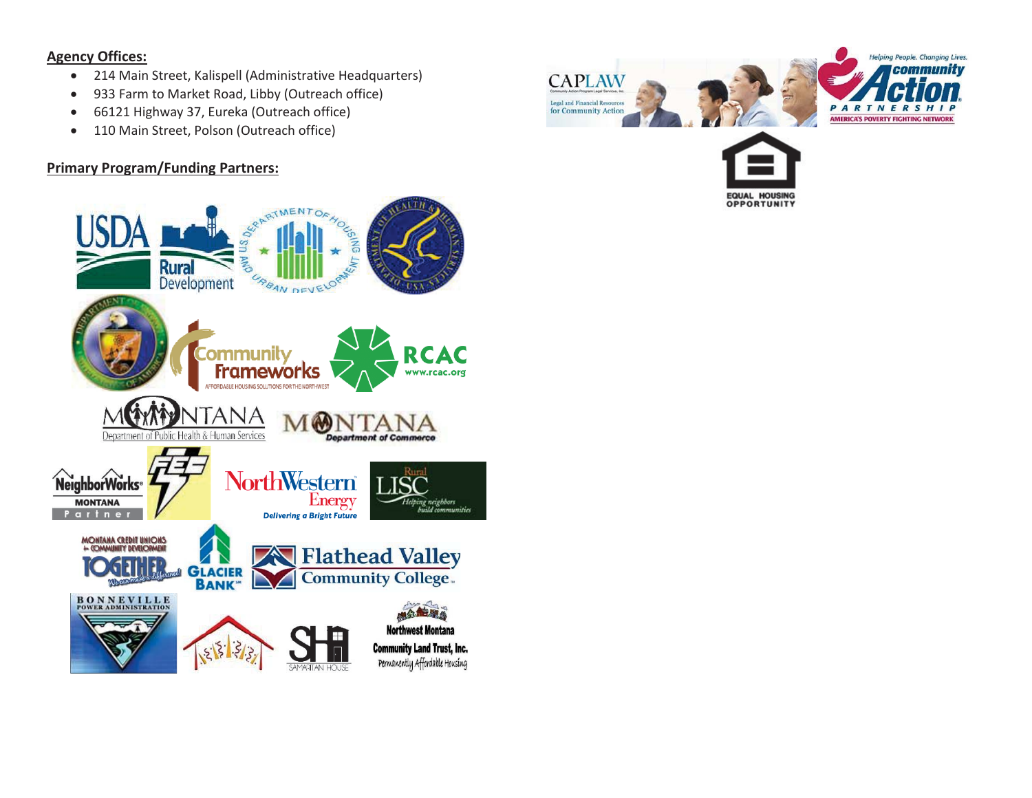**Agency Offices:**

- 214 Main Street, Kalispell (Administrative Headquarters)
- 933 Farm to Market Road, Libby (Outreach office)
- 66121 Highway 37, Eureka (Outreach office)
- 110 Main Street, Polson (Outreach office)

**Primary Program/Funding Partners:**